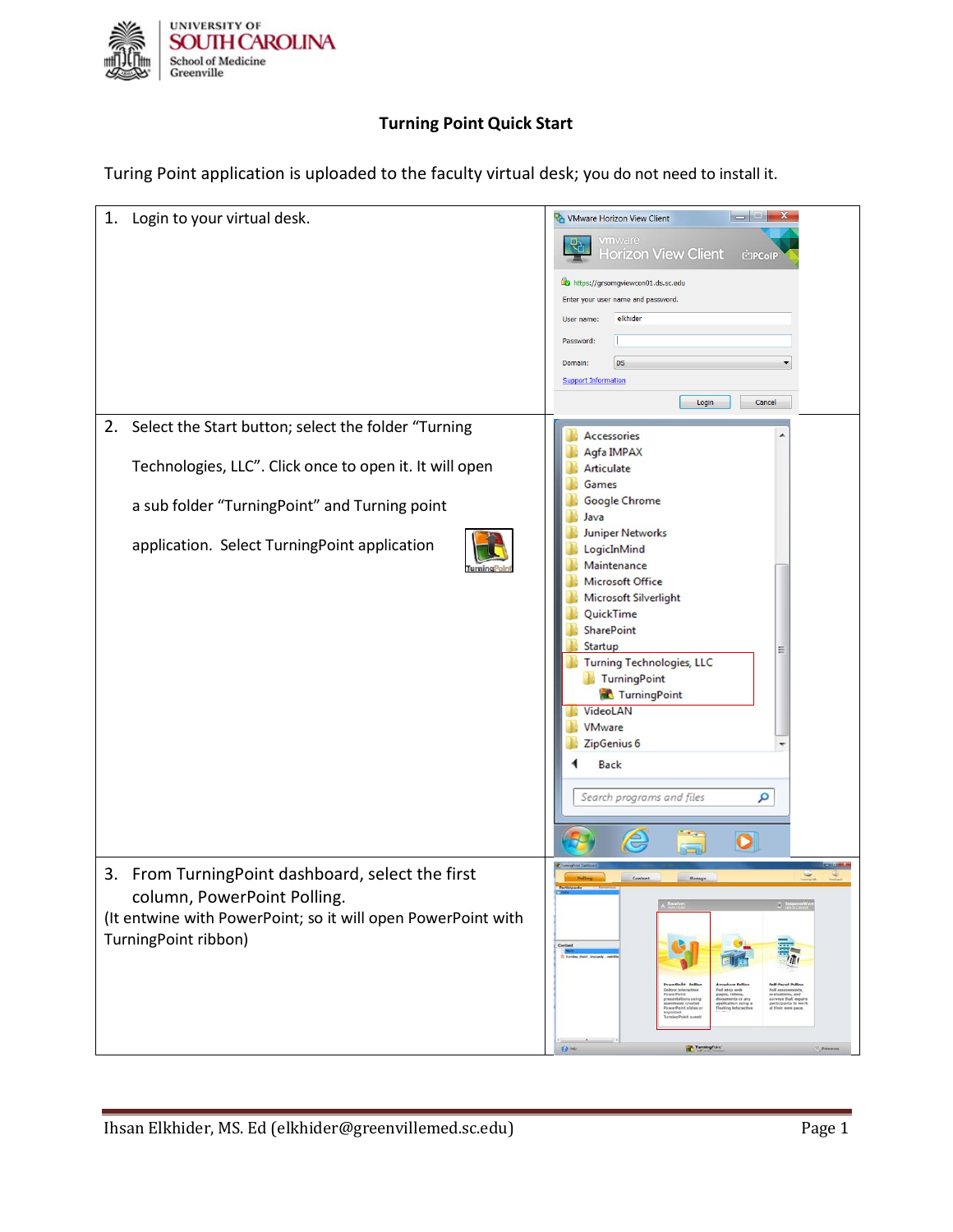## Turning Point Quick Start

Turing Point application is uploaded to the faculty virtual desk; you do not need to install it.

| | |
|---|---|
| 1. Login to your virtual desk. | |
| 2. Select the Start button; select the folder "Turning Technologies, LLC". Click once to open it. It will open a sub folder "TurningPoint" and Turning point application. Select TurningPoint application | |
| 3. From TurningPoint dashboard, select the first column, PowerPoint Polling. (It entwine with PowerPoint; so it will open PowerPoint with TurningPoint ribbon) | |

Ihsan Elkhider, MS. Ed (elkhider@greenvillemed.sc.edu)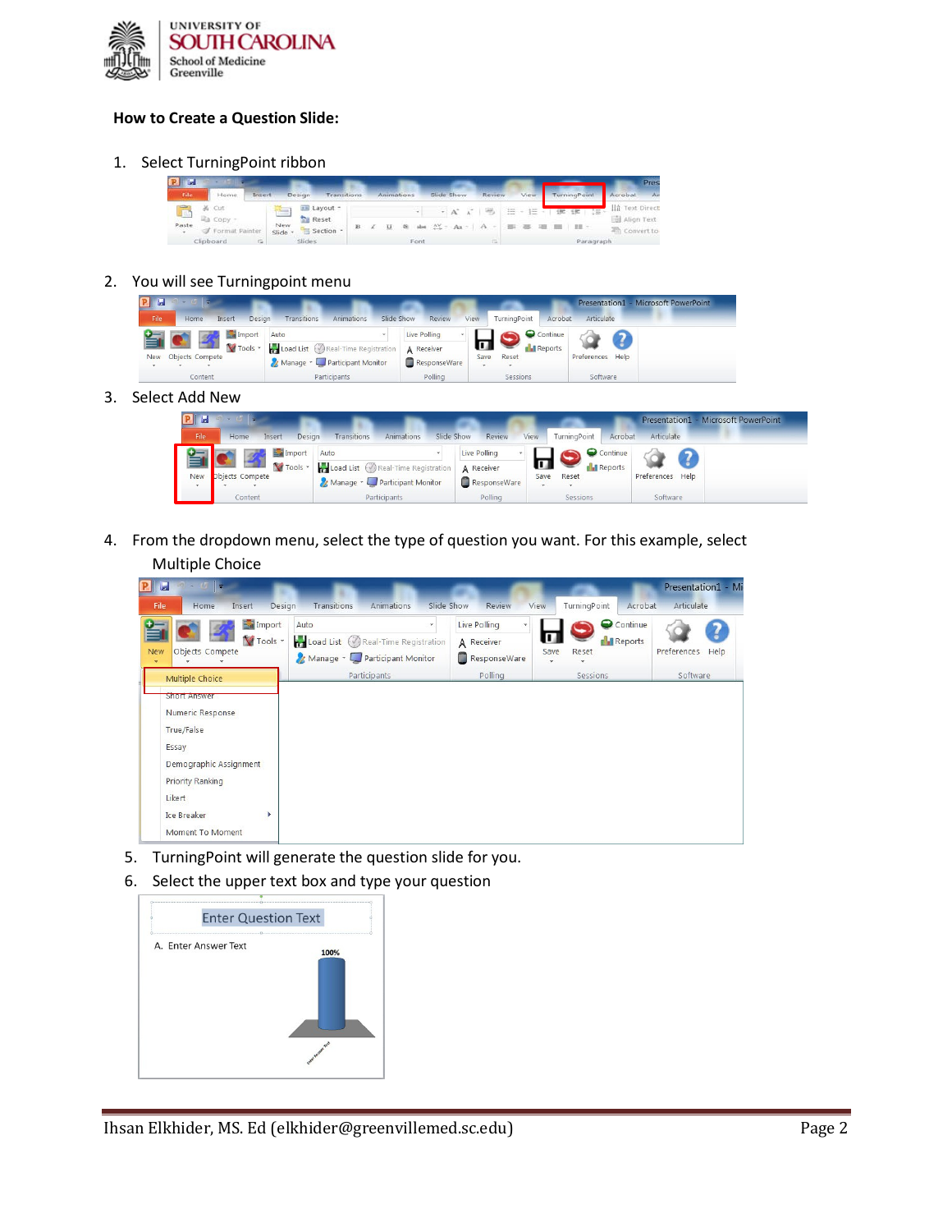**How to Create a Question Slide:**

1. Select TurningPoint ribbon

2. You will see Turningpoint menu

3. Select Add New

4. From the dropdown menu, select the type of question you want. For this example, select Multiple Choice

5. TurningPoint will generate the question slide for you.

6. Select the upper text box and type your question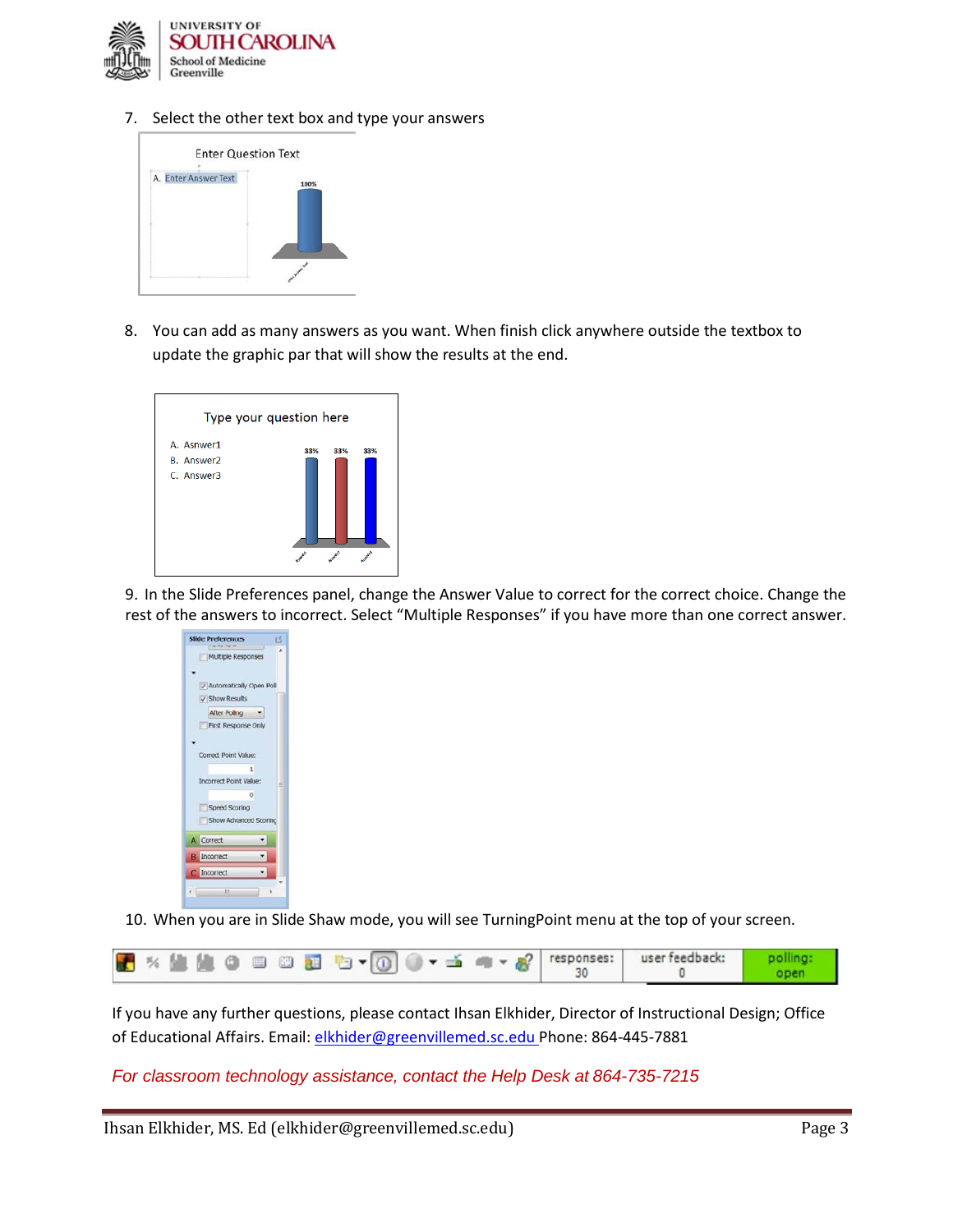7. Select the other text box and type your answers

8. You can add as many answers as you want. When finish click anywhere outside the textbox to update the graphic par that will show the results at the end.

9. In the Slide Preferences panel, change the Answer Value to correct for the correct choice. Change the rest of the answers to incorrect. Select "Multiple Responses" if you have more than one correct answer.

10. When you are in Slide Shaw mode, you will see TurningPoint menu at the top of your screen.

If you have any further questions, please contact Ihsan Elkhider, Director of Instructional Design; Office of Educational Affairs. Email: elkhider@greenvillemed.sc.edu Phone: 864-445-7881

*For classroom technology assistance, contact the Help Desk at 864-735-7215*